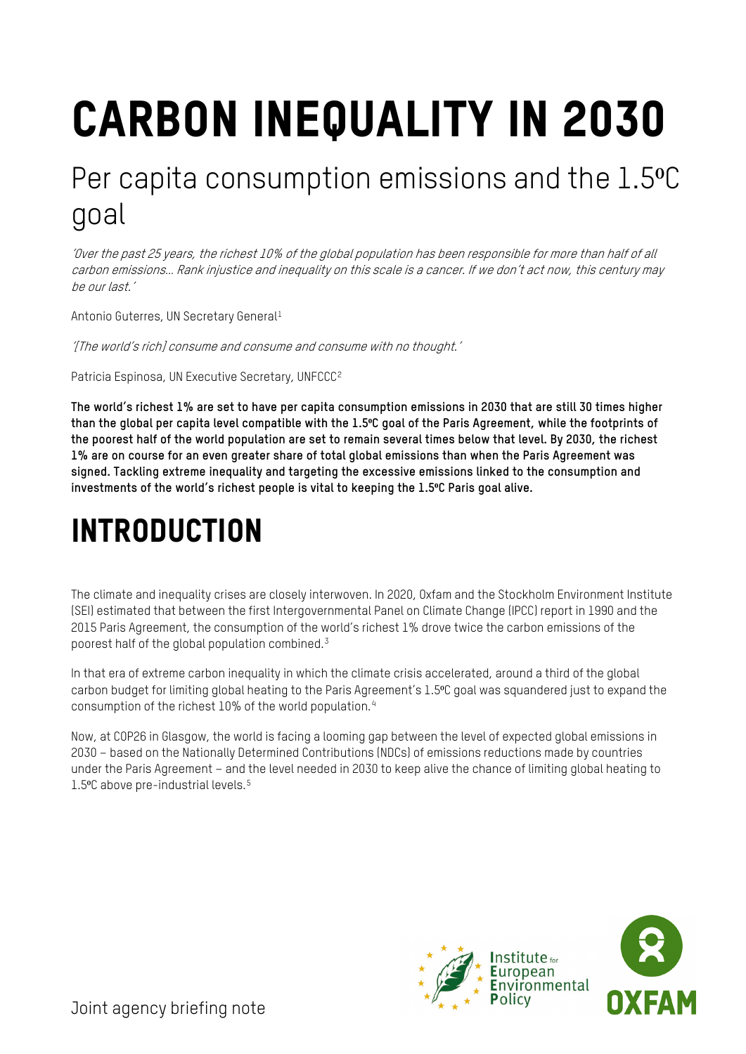# CARBON INEQUALITY IN 2030

## Per capita consumption emissions and the 1.5ºC goal

*'Over the past 25 years, the richest 10% of the global population has been responsible for more than half of all carbon emissions… Rank injustice and inequality on this scale is a cancer. If we don't act now, this century may be our last.'*

Antonio Guterres, UN Secretary General[1]

*'[The world's rich] consume and consume and consume with no thought.'*

Patricia Espinosa, UN Executive Secretary, UNFCCC[2]

**The world's richest 1% are set to have per capita consumption emissions in 2030 that are still 30 times higher than the global per capita level compatible with the 1.5ºC goal of the Paris Agreement, while the footprints of the poorest half of the world population are set to remain several times below that level. By 2030, the richest 1% are on course for an even greater share of total global emissions than when the Paris Agreement was signed. Tackling extreme inequality and targeting the excessive emissions linked to the consumption and investments of the world's richest people is vital to keeping the 1.5ºC Paris goal alive.**

# INTRODUCTION

The climate and inequality crises are closely interwoven. In 2020, Oxfam and the Stockholm Environment Institute (SEI) estimated that between the first Intergovernmental Panel on Climate Change (IPCC) report in 1990 and the 2015 Paris Agreement, the consumption of the world's richest 1% drove twice the carbon emissions of the poorest half of the global population combined.[3]

In that era of extreme carbon inequality in which the climate crisis accelerated, around a third of the global carbon budget for limiting global heating to the Paris Agreement's 1.5ºC goal was squandered just to expand the consumption of the richest 10% of the world population.[4]

Now, at COP26 in Glasgow, the world is facing a looming gap between the level of expected global emissions in 2030 – based on the Nationally Determined Contributions (NDCs) of emissions reductions made by countries under the Paris Agreement – and the level needed in 2030 to keep alive the chance of limiting global heating to 1.5ºC above pre-industrial levels.[5]

Joint agency briefing note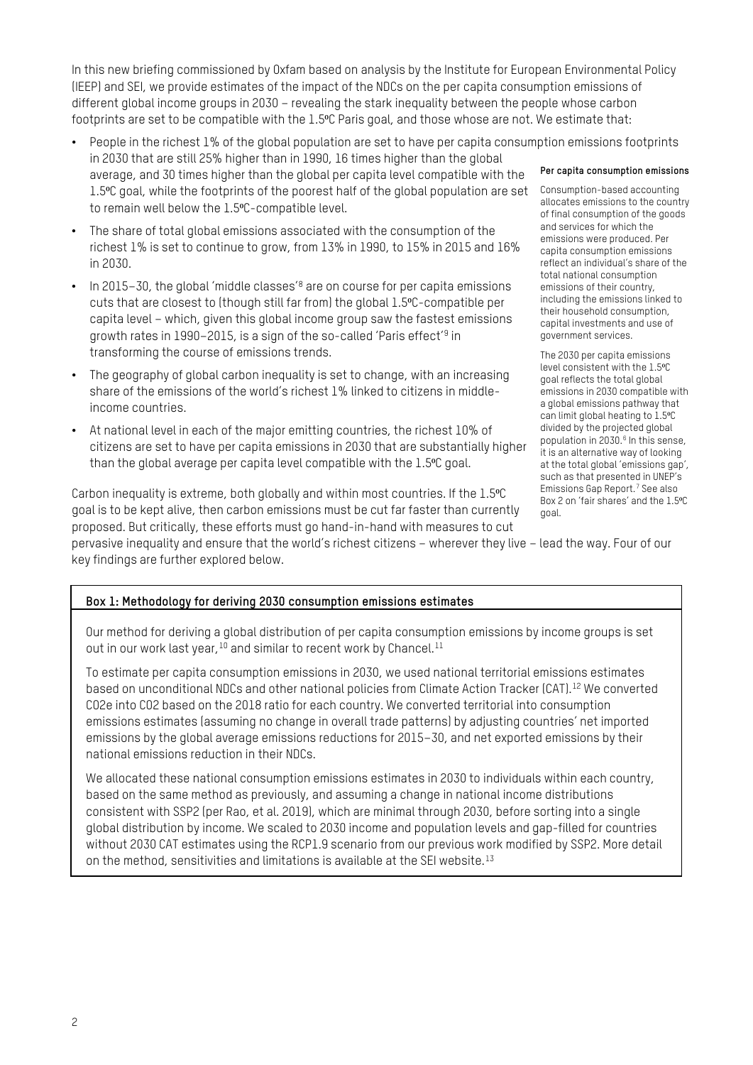In this new briefing commissioned by Oxfam based on analysis by the Institute for European Environmental Policy (IEEP) and SEI, we provide estimates of the impact of the NDCs on the per capita consumption emissions of different global income groups in 2030 – revealing the stark inequality between the people whose carbon footprints are set to be compatible with the 1.5ºC Paris goal, and those whose are not. We estimate that:

- People in the richest 1% of the global population are set to have per capita consumption emissions footprints in 2030 that are still 25% higher than in 1990, 16 times higher than the global average, and 30 times higher than the global per capita level compatible with the 1.5ºC goal, while the footprints of the poorest half of the global population are set to remain well below the 1.5ºC-compatible level.
- The share of total global emissions associated with the consumption of the richest 1% is set to continue to grow, from 13% in 1990, to 15% in 2015 and 16% in 2030.
- In 2015–30, the global 'middle classes'[8] are on course for per capita emissions cuts that are closest to (though still far from) the global 1.5ºC-compatible per capita level – which, given this global income group saw the fastest emissions growth rates in 1990–2015, is a sign of the so-called 'Paris effect'[9] in transforming the course of emissions trends.
- The geography of global carbon inequality is set to change, with an increasing share of the emissions of the world's richest 1% linked to citizens in middle-income countries.
- At national level in each of the major emitting countries, the richest 10% of citizens are set to have per capita emissions in 2030 that are substantially higher than the global average per capita level compatible with the 1.5ºC goal.

**Per capita consumption emissions**

Consumption-based accounting allocates emissions to the country of final consumption of the goods and services for which the emissions were produced. Per capita consumption emissions reflect an individual's share of the total national consumption emissions of their country, including the emissions linked to their household consumption, capital investments and use of government services.

The 2030 per capita emissions level consistent with the 1.5ºC goal reflects the total global emissions in 2030 compatible with a global emissions pathway that can limit global heating to 1.5ºC divided by the projected global population in 2030.[6] In this sense, it is an alternative way of looking at the total global 'emissions gap', such as that presented in UNEP's Emissions Gap Report.[7] See also Box 2 on 'fair shares' and the 1.5ºC goal.

Carbon inequality is extreme, both globally and within most countries. If the 1.5ºC goal is to be kept alive, then carbon emissions must be cut far faster than currently proposed. But critically, these efforts must go hand-in-hand with measures to cut pervasive inequality and ensure that the world's richest citizens – wherever they live – lead the way. Four of our key findings are further explored below.

**Box 1: Methodology for deriving 2030 consumption emissions estimates**

Our method for deriving a global distribution of per capita consumption emissions by income groups is set out in our work last year,[10] and similar to recent work by Chancel.[11]

To estimate per capita consumption emissions in 2030, we used national territorial emissions estimates based on unconditional NDCs and other national policies from Climate Action Tracker (CAT).[12] We converted $CO_2e$ into $CO_2$ based on the 2018 ratio for each country. We converted territorial into consumption emissions estimates (assuming no change in overall trade patterns) by adjusting countries' net imported emissions by the global average emissions reductions for 2015–30, and net exported emissions by their national emissions reduction in their NDCs.

We allocated these national consumption emissions estimates in 2030 to individuals within each country, based on the same method as previously, and assuming a change in national income distributions consistent with SSP2 (per Rao, et al. 2019), which are minimal through 2030, before sorting into a single global distribution by income. We scaled to 2030 income and population levels and gap-filled for countries without 2030 CAT estimates using the RCP1.9 scenario from our previous work modified by SSP2. More detail on the method, sensitivities and limitations is available at the SEI website.[13]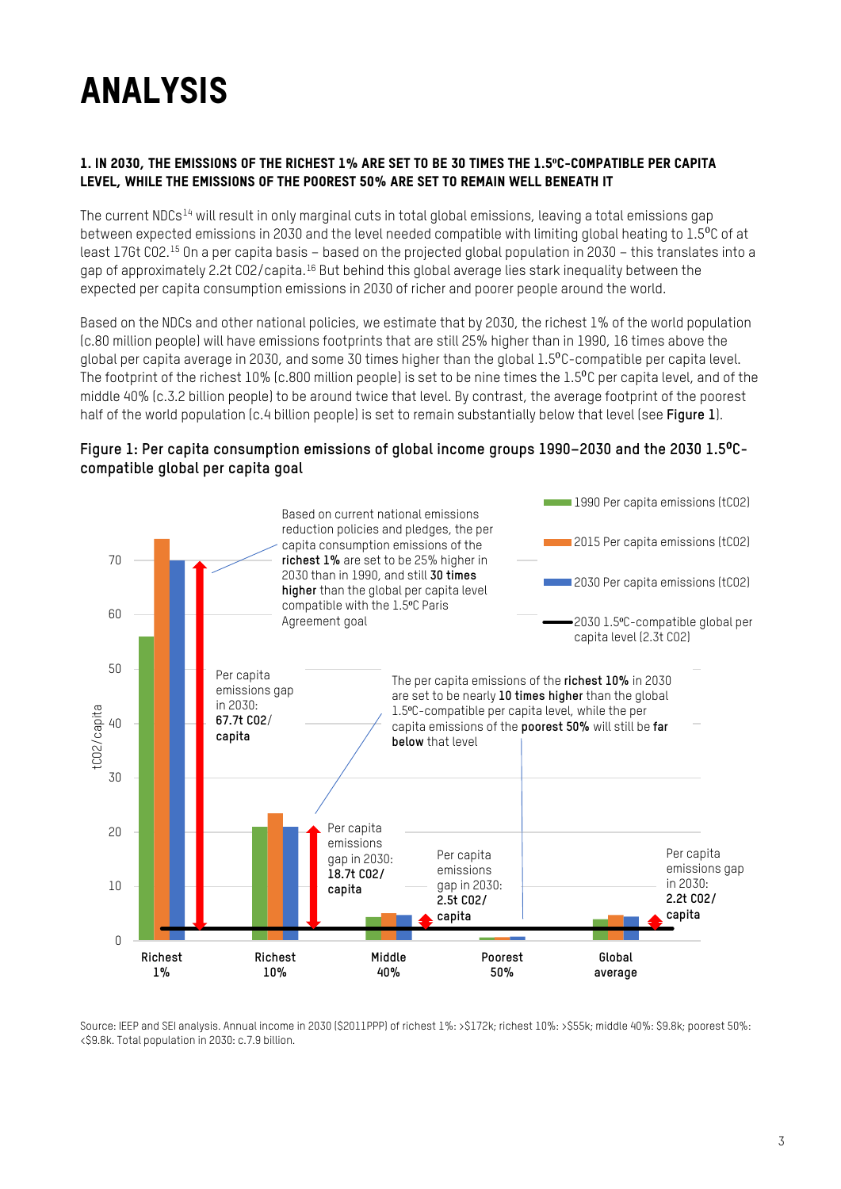# ANALYSIS

### 1. IN 2030, THE EMISSIONS OF THE RICHEST 1% ARE SET TO BE 30 TIMES THE 1.5ºC-COMPATIBLE PER CAPITA LEVEL, WHILE THE EMISSIONS OF THE POOREST 50% ARE SET TO REMAIN WELL BENEATH IT

The current NDCs[14] will result in only marginal cuts in total global emissions, leaving a total emissions gap between expected emissions in 2030 and the level needed compatible with limiting global heating to 1.5⁰C of at least 17Gt CO2.[15] On a per capita basis – based on the projected global population in 2030 – this translates into a gap of approximately 2.2t CO2/capita.[16] But behind this global average lies stark inequality between the expected per capita consumption emissions in 2030 of richer and poorer people around the world.

Based on the NDCs and other national policies, we estimate that by 2030, the richest 1% of the world population (c.80 million people) will have emissions footprints that are still 25% higher than in 1990, 16 times above the global per capita average in 2030, and some 30 times higher than the global 1.5⁰C-compatible per capita level. The footprint of the richest 10% (c.800 million people) is set to be nine times the 1.5⁰C per capita level, and of the middle 40% (c.3.2 billion people) to be around twice that level. By contrast, the average footprint of the poorest half of the world population (c.4 billion people) is set to remain substantially below that level (see **Figure 1**).

**Figure 1: Per capita consumption emissions of global income groups 1990–2030 and the 2030 1.5⁰C-compatible global per capita goal**

Legend: 1990 Per capita emissions (tCO2); 2015 Per capita emissions (tCO2); 2030 Per capita emissions (tCO2); 2030 1.5ºC-compatible global per capita level (2.3t CO2)

Based on current national emissions reduction policies and pledges, the per capita consumption emissions of the **richest 1%** are set to be 25% higher in 2030 than in 1990, and still **30 times higher** than the global per capita level compatible with the 1.5ºC Paris Agreement goal

Per capita emissions gap in 2030: **67.7t CO2/ capita**

The per capita emissions of the **richest 10%** in 2030 are set to be nearly **10 times higher** than the global 1.5ºC-compatible per capita level, while the per capita emissions of the **poorest 50%** will still be **far below** that level

Per capita emissions gap in 2030: **18.7t CO2/ capita**

Per capita emissions gap in 2030: **2.5t CO2/ capita**

Per capita emissions gap in 2030: **2.2t CO2/ capita**

Categories: Richest 1%; Richest 10%; Middle 40%; Poorest 50%; Global average

Source: IEEP and SEI analysis. Annual income in 2030 ($2011PPP) of richest 1%: >$172k; richest 10%: >$55k; middle 40%: $9.8k; poorest 50%: <$9.8k. Total population in 2030: c.7.9 billion.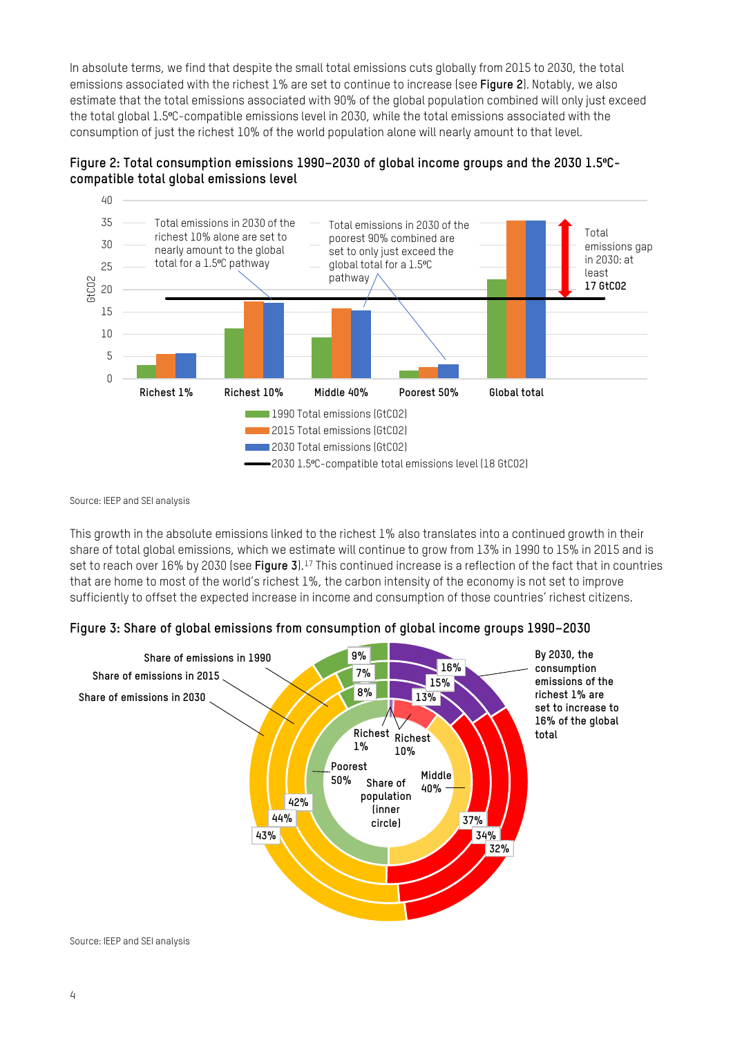In absolute terms, we find that despite the small total emissions cuts globally from 2015 to 2030, the total emissions associated with the richest 1% are set to continue to increase (see **Figure 2**). Notably, we also estimate that the total emissions associated with 90% of the global population combined will only just exceed the total global 1.5ºC-compatible emissions level in 2030, while the total emissions associated with the consumption of just the richest 10% of the world population alone will nearly amount to that level.

**Figure 2: Total consumption emissions 1990–2030 of global income groups and the 2030 1.5ºC-compatible total global emissions level**

Source: IEEP and SEI analysis

This growth in the absolute emissions linked to the richest 1% also translates into a continued growth in their share of total global emissions, which we estimate will continue to grow from 13% in 1990 to 15% in 2015 and is set to reach over 16% by 2030 (see **Figure 3**).[17] This continued increase is a reflection of the fact that in countries that are home to most of the world's richest 1%, the carbon intensity of the economy is not set to improve sufficiently to offset the expected increase in income and consumption of those countries' richest citizens.

**Figure 3: Share of global emissions from consumption of global income groups 1990–2030**

Source: IEEP and SEI analysis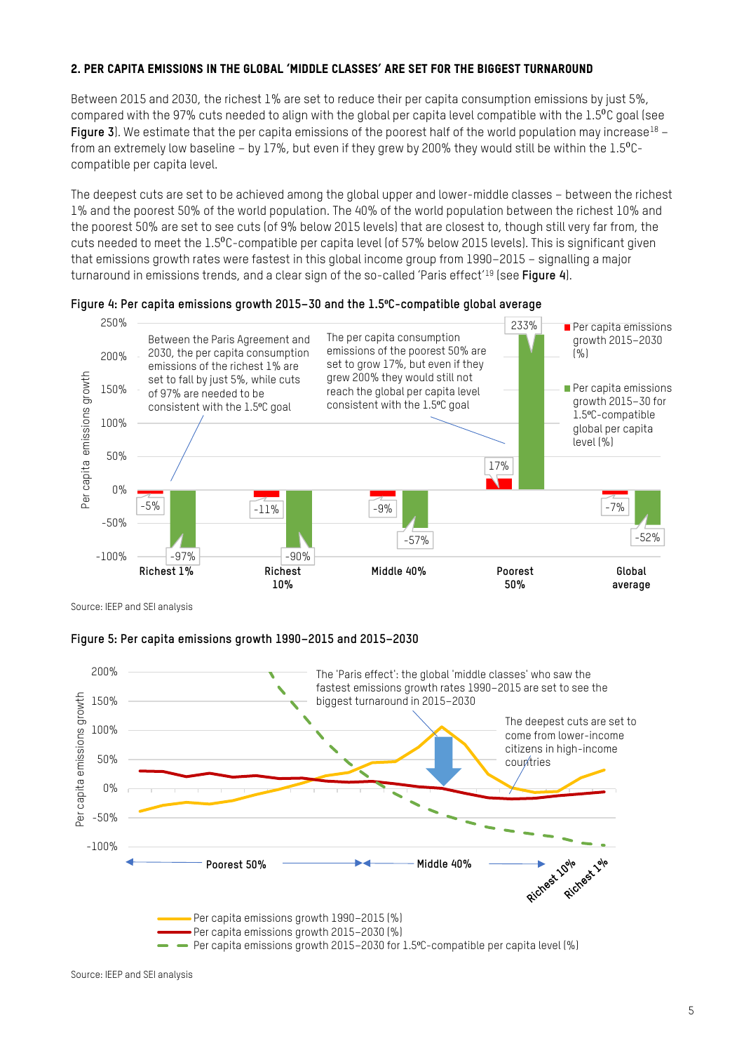## 2. PER CAPITA EMISSIONS IN THE GLOBAL 'MIDDLE CLASSES' ARE SET FOR THE BIGGEST TURNAROUND

Between 2015 and 2030, the richest 1% are set to reduce their per capita consumption emissions by just 5%, compared with the 97% cuts needed to align with the global per capita level compatible with the 1.5°C goal (see **Figure 3**). We estimate that the per capita emissions of the poorest half of the world population may increase[18] – from an extremely low baseline – by 17%, but even if they grew by 200% they would still be within the 1.5°C-compatible per capita level.

The deepest cuts are set to be achieved among the global upper and lower-middle classes – between the richest 1% and the poorest 50% of the world population. The 40% of the world population between the richest 10% and the poorest 50% are set to see cuts (of 9% below 2015 levels) that are closest to, though still very far from, the cuts needed to meet the 1.5°C-compatible per capita level (of 57% below 2015 levels). This is significant given that emissions growth rates were fastest in this global income group from 1990–2015 – signalling a major turnaround in emissions trends, and a clear sign of the so-called 'Paris effect'[19] (see **Figure 4**).

**Figure 4: Per capita emissions growth 2015–30 and the 1.5ºC-compatible global average**

| | Per capita emissions growth 2015–2030 (%) | Per capita emissions growth 2015–30 for 1.5ºC-compatible global per capita level (%) |
|---|---|---|
| Richest 1% | -5% | -97% |
| Richest 10% | -11% | -90% |
| Middle 40% | -9% | -57% |
| Poorest 50% | 17% | 233% |
| Global average | -7% | -52% |

Between the Paris Agreement and 2030, the per capita consumption emissions of the richest 1% are set to fall by just 5%, while cuts of 97% are needed to be consistent with the 1.5ºC goal

The per capita consumption emissions of the poorest 50% are set to grow 17%, but even if they grew 200% they would still not reach the global per capita level consistent with the 1.5ºC goal

Source: IEEP and SEI analysis

**Figure 5: Per capita emissions growth 1990–2015 and 2015–2030**

The 'Paris effect': the global 'middle classes' who saw the fastest emissions growth rates 1990–2015 are set to see the biggest turnaround in 2015–2030

The deepest cuts are set to come from lower-income citizens in high-income countries

Poorest 50% | Middle 40% | Richest 10% | Richest 1%

- Per capita emissions growth 1990–2015 (%)
- Per capita emissions growth 2015–2030 (%)
- Per capita emissions growth 2015–2030 for 1.5ºC-compatible per capita level (%)

Source: IEEP and SEI analysis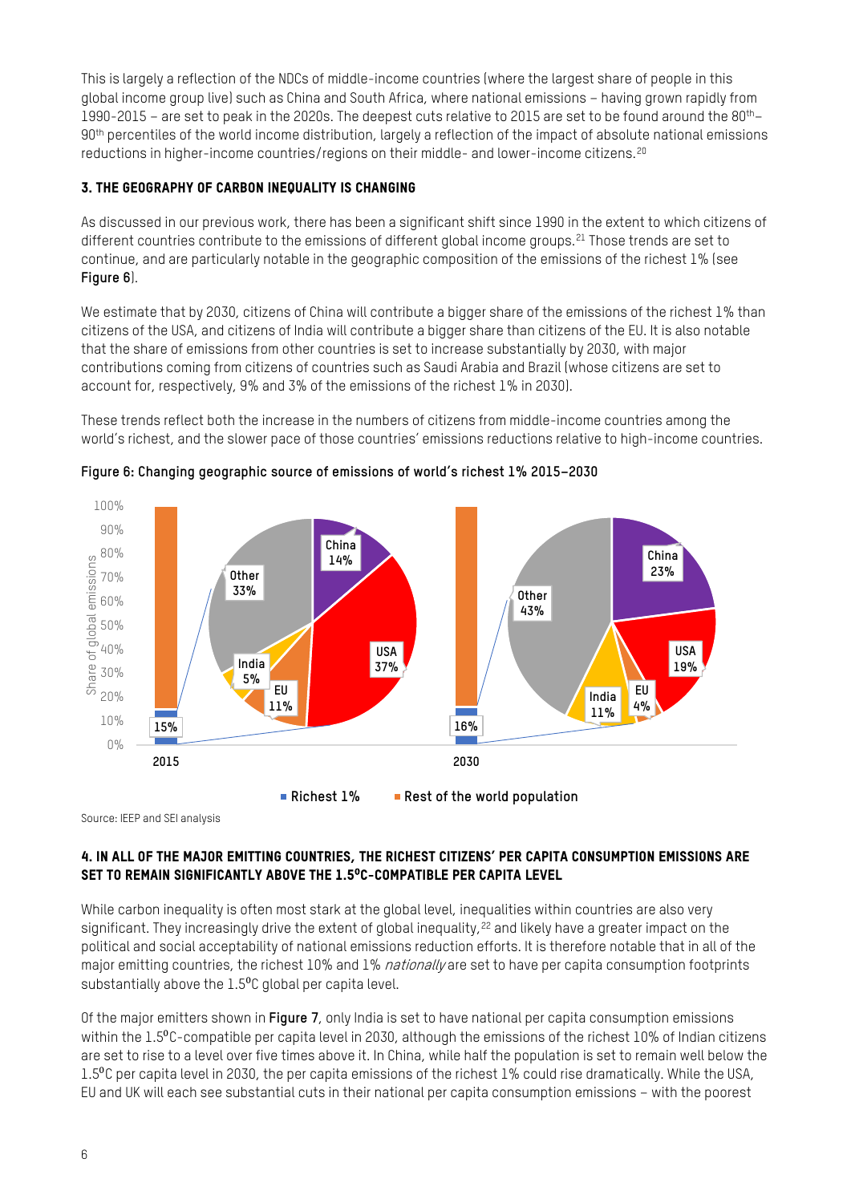This is largely a reflection of the NDCs of middle-income countries (where the largest share of people in this global income group live) such as China and South Africa, where national emissions – having grown rapidly from 1990-2015 – are set to peak in the 2020s. The deepest cuts relative to 2015 are set to be found around the 80th–90th percentiles of the world income distribution, largely a reflection of the impact of absolute national emissions reductions in higher-income countries/regions on their middle- and lower-income citizens.[20]

### 3. THE GEOGRAPHY OF CARBON INEQUALITY IS CHANGING

As discussed in our previous work, there has been a significant shift since 1990 in the extent to which citizens of different countries contribute to the emissions of different global income groups.[21] Those trends are set to continue, and are particularly notable in the geographic composition of the emissions of the richest 1% (see **Figure 6**).

We estimate that by 2030, citizens of China will contribute a bigger share of the emissions of the richest 1% than citizens of the USA, and citizens of India will contribute a bigger share than citizens of the EU. It is also notable that the share of emissions from other countries is set to increase substantially by 2030, with major contributions coming from citizens of countries such as Saudi Arabia and Brazil (whose citizens are set to account for, respectively, 9% and 3% of the emissions of the richest 1% in 2030).

These trends reflect both the increase in the numbers of citizens from middle-income countries among the world's richest, and the slower pace of those countries' emissions reductions relative to high-income countries.

**Figure 6: Changing geographic source of emissions of world's richest 1% 2015–2030**

| Year | Richest 1% share of global emissions | China | USA | EU | India | Other |
|---|---|---|---|---|---|---|
| 2015 | 15% | 14% | 37% | 11% | 5% | 33% |
| 2030 | 16% | 23% | 19% | 4% | 11% | 43% |

Source: IEEP and SEI analysis

### 4. IN ALL OF THE MAJOR EMITTING COUNTRIES, THE RICHEST CITIZENS' PER CAPITA CONSUMPTION EMISSIONS ARE SET TO REMAIN SIGNIFICANTLY ABOVE THE 1.5°C-COMPATIBLE PER CAPITA LEVEL

While carbon inequality is often most stark at the global level, inequalities within countries are also very significant. They increasingly drive the extent of global inequality,[22] and likely have a greater impact on the political and social acceptability of national emissions reduction efforts. It is therefore notable that in all of the major emitting countries, the richest 10% and 1% *nationally* are set to have per capita consumption footprints substantially above the 1.5°C global per capita level.

Of the major emitters shown in **Figure 7**, only India is set to have national per capita consumption emissions within the 1.5°C-compatible per capita level in 2030, although the emissions of the richest 10% of Indian citizens are set to rise to a level over five times above it. In China, while half the population is set to remain well below the 1.5°C per capita level in 2030, the per capita emissions of the richest 1% could rise dramatically. While the USA, EU and UK will each see substantial cuts in their national per capita consumption emissions – with the poorest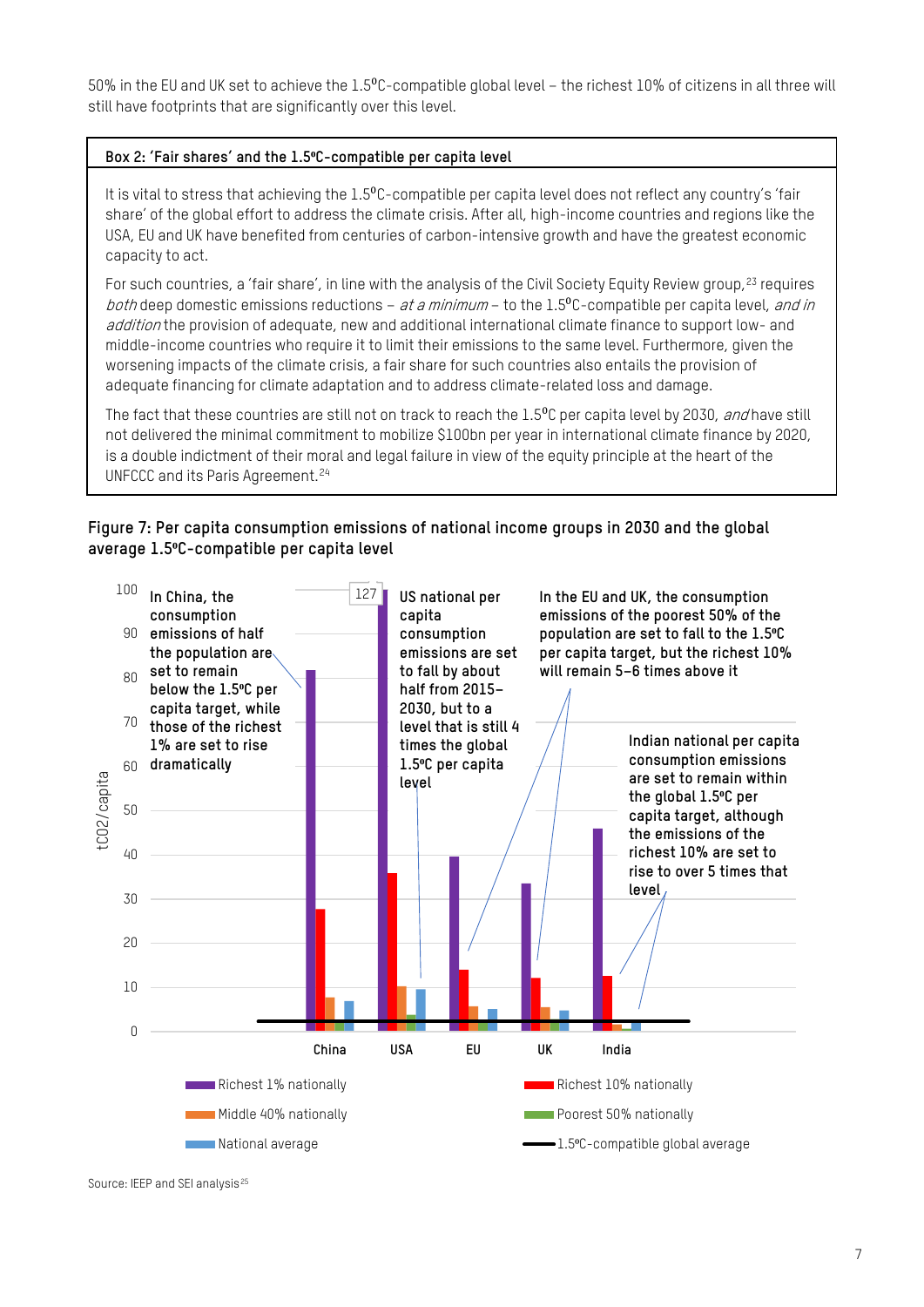50% in the EU and UK set to achieve the 1.5°C-compatible global level – the richest 10% of citizens in all three will still have footprints that are significantly over this level.

**Box 2: 'Fair shares' and the 1.5ºC-compatible per capita level**

It is vital to stress that achieving the 1.5°C-compatible per capita level does not reflect any country's 'fair share' of the global effort to address the climate crisis. After all, high-income countries and regions like the USA, EU and UK have benefited from centuries of carbon-intensive growth and have the greatest economic capacity to act.

For such countries, a 'fair share', in line with the analysis of the Civil Society Equity Review group,[23] requires *both* deep domestic emissions reductions – *at a minimum* – to the 1.5°C-compatible per capita level, *and in addition* the provision of adequate, new and additional international climate finance to support low- and middle-income countries who require it to limit their emissions to the same level. Furthermore, given the worsening impacts of the climate crisis, a fair share for such countries also entails the provision of adequate financing for climate adaptation and to address climate-related loss and damage.

The fact that these countries are still not on track to reach the 1.5°C per capita level by 2030, *and* have still not delivered the minimal commitment to mobilize $100bn per year in international climate finance by 2020, is a double indictment of their moral and legal failure in view of the equity principle at the heart of the UNFCCC and its Paris Agreement.[24]

**Figure 7: Per capita consumption emissions of national income groups in 2030 and the global average 1.5ºC-compatible per capita level**

In China, the consumption emissions of half the population are set to remain below the 1.5ºC per capita target, while those of the richest 1% are set to rise dramatically

US national per capita consumption emissions are set to fall by about half from 2015–2030, but to a level that is still 4 times the global 1.5ºC per capita level

In the EU and UK, the consumption emissions of the poorest 50% of the population are set to fall to the 1.5ºC per capita target, but the richest 10% will remain 5–6 times above it

Indian national per capita consumption emissions are set to remain within the global 1.5ºC per capita target, although the emissions of the richest 10% are set to rise to over 5 times that level

Legend: Richest 1% nationally; Richest 10% nationally; Middle 40% nationally; Poorest 50% nationally; National average; 1.5ºC-compatible global average

Source: IEEP and SEI analysis[25]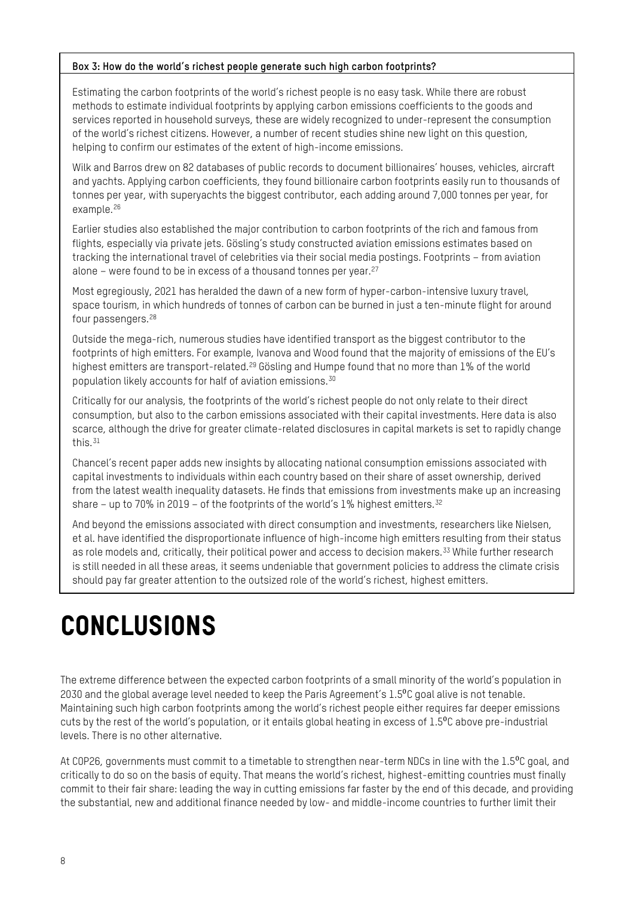**Box 3: How do the world's richest people generate such high carbon footprints?**

Estimating the carbon footprints of the world's richest people is no easy task. While there are robust methods to estimate individual footprints by applying carbon emissions coefficients to the goods and services reported in household surveys, these are widely recognized to under-represent the consumption of the world's richest citizens. However, a number of recent studies shine new light on this question, helping to confirm our estimates of the extent of high-income emissions.

Wilk and Barros drew on 82 databases of public records to document billionaires' houses, vehicles, aircraft and yachts. Applying carbon coefficients, they found billionaire carbon footprints easily run to thousands of tonnes per year, with superyachts the biggest contributor, each adding around 7,000 tonnes per year, for example.[26]

Earlier studies also established the major contribution to carbon footprints of the rich and famous from flights, especially via private jets. Gösling's study constructed aviation emissions estimates based on tracking the international travel of celebrities via their social media postings. Footprints – from aviation alone – were found to be in excess of a thousand tonnes per year.[27]

Most egregiously, 2021 has heralded the dawn of a new form of hyper-carbon-intensive luxury travel, space tourism, in which hundreds of tonnes of carbon can be burned in just a ten-minute flight for around four passengers.[28]

Outside the mega-rich, numerous studies have identified transport as the biggest contributor to the footprints of high emitters. For example, Ivanova and Wood found that the majority of emissions of the EU's highest emitters are transport-related.[29] Gösling and Humpe found that no more than 1% of the world population likely accounts for half of aviation emissions.[30]

Critically for our analysis, the footprints of the world's richest people do not only relate to their direct consumption, but also to the carbon emissions associated with their capital investments. Here data is also scarce, although the drive for greater climate-related disclosures in capital markets is set to rapidly change this.[31]

Chancel's recent paper adds new insights by allocating national consumption emissions associated with capital investments to individuals within each country based on their share of asset ownership, derived from the latest wealth inequality datasets. He finds that emissions from investments make up an increasing share – up to 70% in 2019 – of the footprints of the world's 1% highest emitters.[32]

And beyond the emissions associated with direct consumption and investments, researchers like Nielsen, et al. have identified the disproportionate influence of high-income high emitters resulting from their status as role models and, critically, their political power and access to decision makers.[33] While further research is still needed in all these areas, it seems undeniable that government policies to address the climate crisis should pay far greater attention to the outsized role of the world's richest, highest emitters.

# CONCLUSIONS

The extreme difference between the expected carbon footprints of a small minority of the world's population in 2030 and the global average level needed to keep the Paris Agreement's 1.5⁰C goal alive is not tenable. Maintaining such high carbon footprints among the world's richest people either requires far deeper emissions cuts by the rest of the world's population, or it entails global heating in excess of 1.5⁰C above pre-industrial levels. There is no other alternative.

At COP26, governments must commit to a timetable to strengthen near-term NDCs in line with the 1.5⁰C goal, and critically to do so on the basis of equity. That means the world's richest, highest-emitting countries must finally commit to their fair share: leading the way in cutting emissions far faster by the end of this decade, and providing the substantial, new and additional finance needed by low- and middle-income countries to further limit their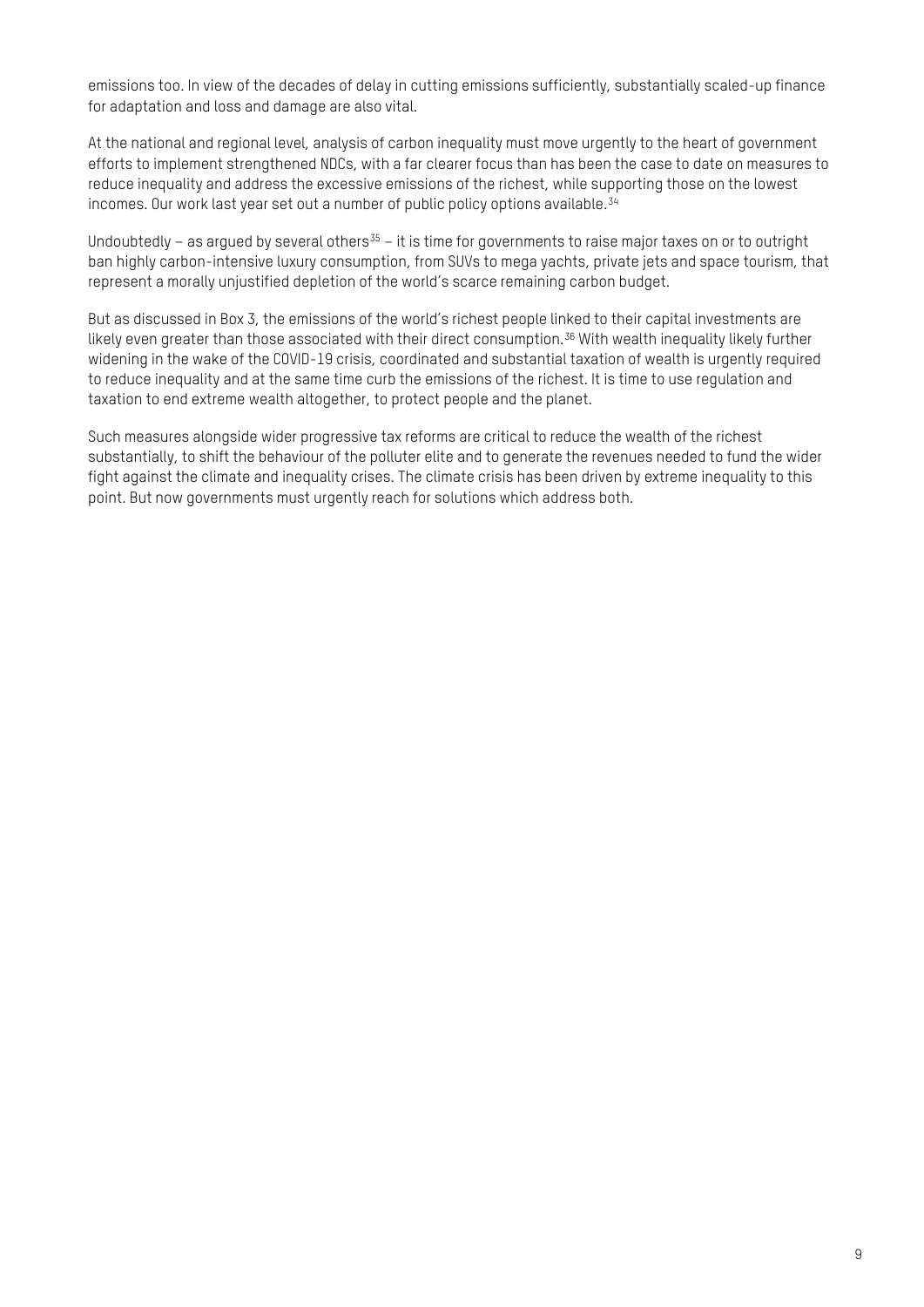emissions too. In view of the decades of delay in cutting emissions sufficiently, substantially scaled-up finance for adaptation and loss and damage are also vital.

At the national and regional level, analysis of carbon inequality must move urgently to the heart of government efforts to implement strengthened NDCs, with a far clearer focus than has been the case to date on measures to reduce inequality and address the excessive emissions of the richest, while supporting those on the lowest incomes. Our work last year set out a number of public policy options available.[34]

Undoubtedly – as argued by several others[35] – it is time for governments to raise major taxes on or to outright ban highly carbon-intensive luxury consumption, from SUVs to mega yachts, private jets and space tourism, that represent a morally unjustified depletion of the world's scarce remaining carbon budget.

But as discussed in Box 3, the emissions of the world's richest people linked to their capital investments are likely even greater than those associated with their direct consumption.[36] With wealth inequality likely further widening in the wake of the COVID-19 crisis, coordinated and substantial taxation of wealth is urgently required to reduce inequality and at the same time curb the emissions of the richest. It is time to use regulation and taxation to end extreme wealth altogether, to protect people and the planet.

Such measures alongside wider progressive tax reforms are critical to reduce the wealth of the richest substantially, to shift the behaviour of the polluter elite and to generate the revenues needed to fund the wider fight against the climate and inequality crises. The climate crisis has been driven by extreme inequality to this point. But now governments must urgently reach for solutions which address both.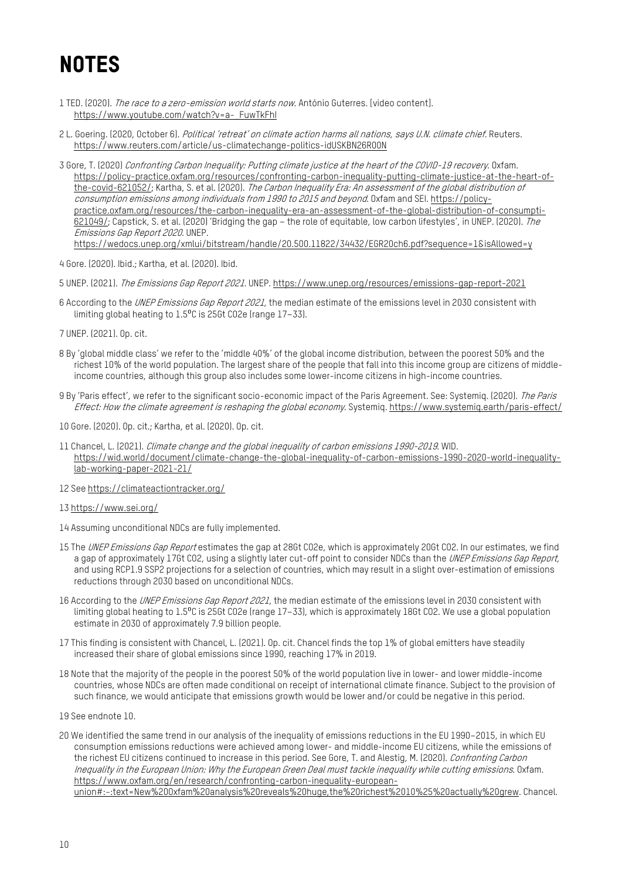# NOTES

1 TED. (2020). *The race to a zero-emission world starts now*. António Guterres. [video content]. https://www.youtube.com/watch?v=a-_FuwTkFhI

2 L. Goering. (2020, October 6). *Political 'retreat' on climate action harms all nations, says U.N. climate chief*. Reuters. https://www.reuters.com/article/us-climatechange-politics-idUSKBN26R00N

3 Gore, T. (2020) *Confronting Carbon Inequality: Putting climate justice at the heart of the COVID-19 recovery*. Oxfam. https://policy-practice.oxfam.org/resources/confronting-carbon-inequality-putting-climate-justice-at-the-heart-of-the-covid-621052/; Kartha, S. et al. (2020). *The Carbon Inequality Era: An assessment of the global distribution of consumption emissions among individuals from 1990 to 2015 and beyond*. Oxfam and SEI. https://policy-practice.oxfam.org/resources/the-carbon-inequality-era-an-assessment-of-the-global-distribution-of-consumpti-621049/; Capstick, S. et al. (2020) 'Bridging the gap – the role of equitable, low carbon lifestyles', in UNEP. (2020). *The Emissions Gap Report 2020*. UNEP. https://wedocs.unep.org/xmlui/bitstream/handle/20.500.11822/34432/EGR20ch6.pdf?sequence=1&isAllowed=y

4 Gore. (2020). Ibid.; Kartha, et al. (2020). Ibid.

5 UNEP. (2021). *The Emissions Gap Report 2021*. UNEP. https://www.unep.org/resources/emissions-gap-report-2021

6 According to the *UNEP Emissions Gap Report 2021*, the median estimate of the emissions level in 2030 consistent with limiting global heating to 1.5°C is 25Gt CO2e (range 17–33).

7 UNEP. (2021). Op. cit.

8 By 'global middle class' we refer to the 'middle 40%' of the global income distribution, between the poorest 50% and the richest 10% of the world population. The largest share of the people that fall into this income group are citizens of middle-income countries, although this group also includes some lower-income citizens in high-income countries.

9 By 'Paris effect', we refer to the significant socio-economic impact of the Paris Agreement. See: Systemiq. (2020). *The Paris Effect: How the climate agreement is reshaping the global economy*. Systemiq. https://www.systemiq.earth/paris-effect/

10 Gore. (2020). Op. cit.; Kartha, et al. (2020). Op. cit.

11 Chancel, L. (2021). *Climate change and the global inequality of carbon emissions 1990-2019*. WID. https://wid.world/document/climate-change-the-global-inequality-of-carbon-emissions-1990-2020-world-inequality-lab-working-paper-2021-21/

12 See https://climateactiontracker.org/

13 https://www.sei.org/

14 Assuming unconditional NDCs are fully implemented.

15 The *UNEP Emissions Gap Report* estimates the gap at 28Gt CO2e, which is approximately 20Gt CO2. In our estimates, we find a gap of approximately 17Gt CO2, using a slightly later cut-off point to consider NDCs than the *UNEP Emissions Gap Report*, and using RCP1.9 SSP2 projections for a selection of countries, which may result in a slight over-estimation of emissions reductions through 2030 based on unconditional NDCs.

16 According to the *UNEP Emissions Gap Report 2021*, the median estimate of the emissions level in 2030 consistent with limiting global heating to 1.5°C is 25Gt CO2e (range 17–33), which is approximately 18Gt CO2. We use a global population estimate in 2030 of approximately 7.9 billion people.

17 This finding is consistent with Chancel, L. (2021). Op. cit. Chancel finds the top 1% of global emitters have steadily increased their share of global emissions since 1990, reaching 17% in 2019.

18 Note that the majority of the people in the poorest 50% of the world population live in lower- and lower middle-income countries, whose NDCs are often made conditional on receipt of international climate finance. Subject to the provision of such finance, we would anticipate that emissions growth would be lower and/or could be negative in this period.

19 See endnote 10.

20 We identified the same trend in our analysis of the inequality of emissions reductions in the EU 1990–2015, in which EU consumption emissions reductions were achieved among lower- and middle-income EU citizens, while the emissions of the richest EU citizens continued to increase in this period. See Gore, T. and Alestig, M. (2020). *Confronting Carbon Inequality in the European Union: Why the European Green Deal must tackle inequality while cutting emissions*. Oxfam. https://www.oxfam.org/en/research/confronting-carbon-inequality-european-union#:~:text=New%20Oxfam%20analysis%20reveals%20huge,the%20richest%2010%25%20actually%20grew. Chancel.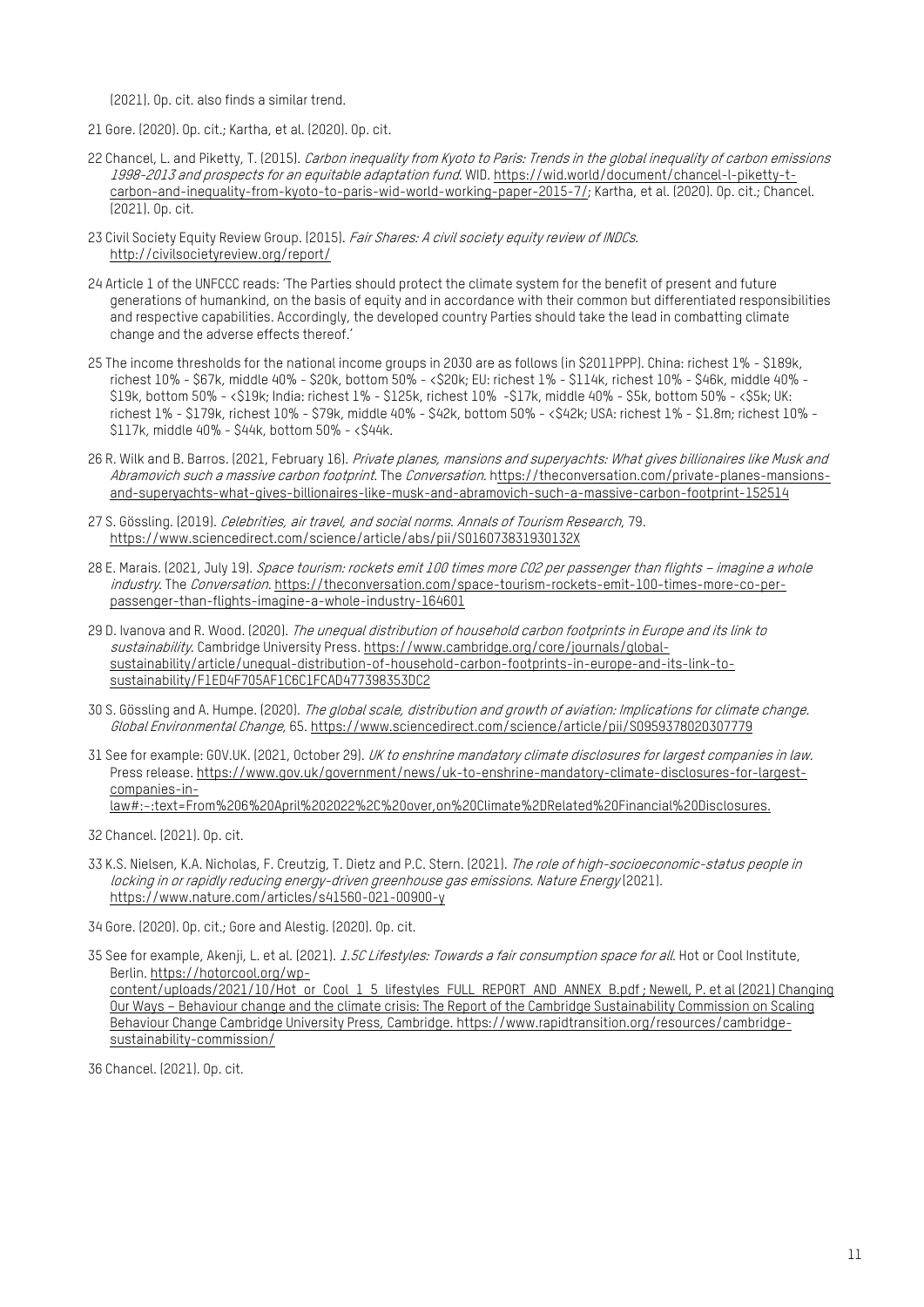(2021). Op. cit. also finds a similar trend.

21 Gore. (2020). Op. cit.; Kartha, et al. (2020). Op. cit.

22 Chancel, L. and Piketty, T. (2015). *Carbon inequality from Kyoto to Paris: Trends in the global inequality of carbon emissions 1998-2013 and prospects for an equitable adaptation fund*. WID. https://wid.world/document/chancel-l-piketty-t-carbon-and-inequality-from-kyoto-to-paris-wid-world-working-paper-2015-7/; Kartha, et al. (2020). Op. cit.; Chancel. (2021). Op. cit.

23 Civil Society Equity Review Group. (2015). *Fair Shares: A civil society equity review of INDCs*. http://civilsocietyreview.org/report/

24 Article 1 of the UNFCCC reads: 'The Parties should protect the climate system for the benefit of present and future generations of humankind, on the basis of equity and in accordance with their common but differentiated responsibilities and respective capabilities. Accordingly, the developed country Parties should take the lead in combatting climate change and the adverse effects thereof.'

25 The income thresholds for the national income groups in 2030 are as follows (in $2011PPP). China: richest 1% - $189k, richest 10% - $67k, middle 40% - $20k, bottom 50% - <$20k; EU: richest 1% - $114k, richest 10% - $46k, middle 40% - $19k, bottom 50% - <$19k; India: richest 1% - $125k, richest 10% -$17k, middle 40% - $5k, bottom 50% - <$5k; UK: richest 1% - $179k, richest 10% - $79k, middle 40% - $42k, bottom 50% - <$42k; USA: richest 1% - $1.8m; richest 10% - $117k, middle 40% - $44k, bottom 50% - <$44k.

26 R. Wilk and B. Barros. (2021, February 16). *Private planes, mansions and superyachts: What gives billionaires like Musk and Abramovich such a massive carbon footprint*. The *Conversation*. https://theconversation.com/private-planes-mansions-and-superyachts-what-gives-billionaires-like-musk-and-abramovich-such-a-massive-carbon-footprint-152514

27 S. Gössling. (2019). *Celebrities, air travel, and social norms. Annals of Tourism Research*, 79. https://www.sciencedirect.com/science/article/abs/pii/S016073831930132X

28 E. Marais. (2021, July 19). *Space tourism: rockets emit 100 times more CO2 per passenger than flights – imagine a whole industry*. The *Conversation*. https://theconversation.com/space-tourism-rockets-emit-100-times-more-co-per-passenger-than-flights-imagine-a-whole-industry-164601

29 D. Ivanova and R. Wood. (2020). *The unequal distribution of household carbon footprints in Europe and its link to sustainability*. Cambridge University Press. https://www.cambridge.org/core/journals/global-sustainability/article/unequal-distribution-of-household-carbon-footprints-in-europe-and-its-link-to-sustainability/F1ED4F705AF1C6C1FCAD477398353DC2

30 S. Gössling and A. Humpe. (2020). *The global scale, distribution and growth of aviation: Implications for climate change. Global Environmental Change*, 65. https://www.sciencedirect.com/science/article/pii/S0959378020307779

31 See for example: GOV.UK. (2021, October 29). *UK to enshrine mandatory climate disclosures for largest companies in law*. Press release. https://www.gov.uk/government/news/uk-to-enshrine-mandatory-climate-disclosures-for-largest-companies-in-law#:~:text=From%206%20April%202022%2C%20over,on%20Climate%2DRelated%20Financial%20Disclosures.

32 Chancel. (2021). Op. cit.

33 K.S. Nielsen, K.A. Nicholas, F. Creutzig, T. Dietz and P.C. Stern. (2021). *The role of high-socioeconomic-status people in locking in or rapidly reducing energy-driven greenhouse gas emissions. Nature Energy* (2021). https://www.nature.com/articles/s41560-021-00900-y

34 Gore. (2020). Op. cit.; Gore and Alestig. (2020). Op. cit.

35 See for example, Akenji, L. et al. (2021). *1.5C Lifestyles: Towards a fair consumption space for all*. Hot or Cool Institute, Berlin. https://hotorcool.org/wp-content/uploads/2021/10/Hot_or_Cool_1_5_lifestyles_FULL_REPORT_AND_ANNEX_B.pdf ; Newell, P. et al (2021) Changing Our Ways – Behaviour change and the climate crisis: The Report of the Cambridge Sustainability Commission on Scaling Behaviour Change Cambridge University Press, Cambridge. https://www.rapidtransition.org/resources/cambridge-sustainability-commission/

36 Chancel. (2021). Op. cit.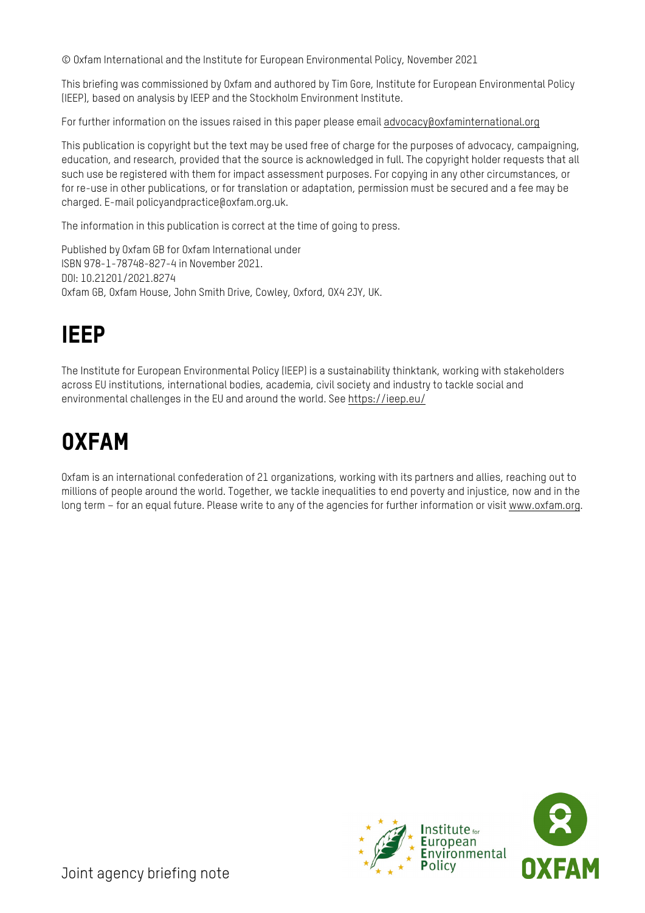© Oxfam International and the Institute for European Environmental Policy, November 2021

This briefing was commissioned by Oxfam and authored by Tim Gore, Institute for European Environmental Policy (IEEP), based on analysis by IEEP and the Stockholm Environment Institute.

For further information on the issues raised in this paper please email advocacy@oxfaminternational.org

This publication is copyright but the text may be used free of charge for the purposes of advocacy, campaigning, education, and research, provided that the source is acknowledged in full. The copyright holder requests that all such use be registered with them for impact assessment purposes. For copying in any other circumstances, or for re-use in other publications, or for translation or adaptation, permission must be secured and a fee may be charged. E-mail policyandpractice@oxfam.org.uk.

The information in this publication is correct at the time of going to press.

Published by Oxfam GB for Oxfam International under
ISBN 978-1-78748-827-4 in November 2021.
DOI: 10.21201/2021.8274
Oxfam GB, Oxfam House, John Smith Drive, Cowley, Oxford, OX4 2JY, UK.

# IEEP

The Institute for European Environmental Policy (IEEP) is a sustainability thinktank, working with stakeholders across EU institutions, international bodies, academia, civil society and industry to tackle social and environmental challenges in the EU and around the world. See https://ieep.eu/

# OXFAM

Oxfam is an international confederation of 21 organizations, working with its partners and allies, reaching out to millions of people around the world. Together, we tackle inequalities to end poverty and injustice, now and in the long term – for an equal future. Please write to any of the agencies for further information or visit www.oxfam.org.

Joint agency briefing note